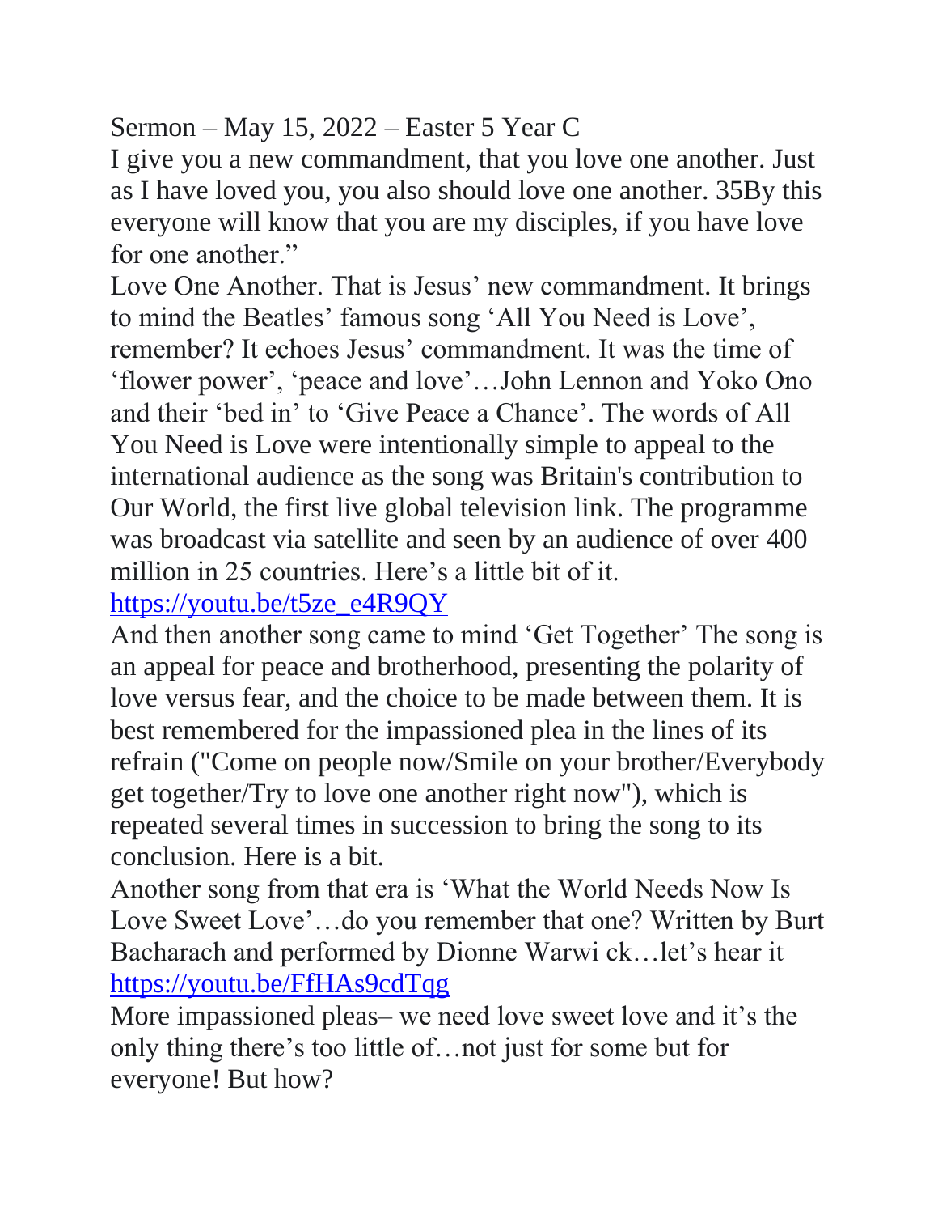Sermon – May 15, 2022 – Easter 5 Year C

I give you a new commandment, that you love one another. Just as I have loved you, you also should love one another. 35By this everyone will know that you are my disciples, if you have love for one another."

Love One Another. That is Jesus' new commandment. It brings to mind the Beatles' famous song 'All You Need is Love', remember? It echoes Jesus' commandment. It was the time of 'flower power', 'peace and love'…John Lennon and Yoko Ono and their 'bed in' to 'Give Peace a Chance'. The words of All You Need is Love were intentionally simple to appeal to the international audience as the song was Britain's contribution to Our World, the first live global television link. The programme was broadcast via satellite and seen by an audience of over 400 million in 25 countries. Here's a little bit of it. https://youtu.be/t5ze_e4R9QY

And then another song came to mind 'Get Together' The song is an appeal for peace and brotherhood, presenting the polarity of love versus fear, and the choice to be made between them. It is best remembered for the impassioned plea in the lines of its refrain ("Come on people now/Smile on your brother/Everybody get together/Try to love one another right now"), which is repeated several times in succession to bring the song to its conclusion. Here is a bit.

Another song from that era is 'What the World Needs Now Is Love Sweet Love'…do you remember that one? Written by Burt Bacharach and performed by Dionne Warwi ck…let's hear it https://youtu.be/FfHAs9cdTqg

More impassioned pleas– we need love sweet love and it's the only thing there's too little of…not just for some but for everyone! But how?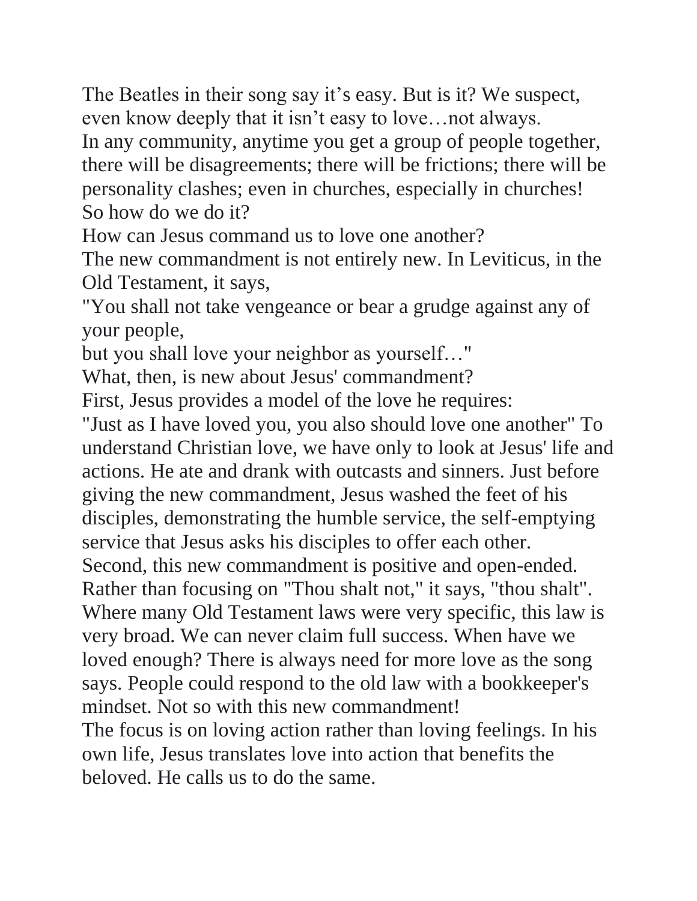The Beatles in their song say it's easy. But is it? We suspect, even know deeply that it isn't easy to love…not always.

In any community, anytime you get a group of people together, there will be disagreements; there will be frictions; there will be personality clashes; even in churches, especially in churches!

So how do we do it?

How can Jesus command us to love one another?

The new commandment is not entirely new. In Leviticus, in the Old Testament, it says,

"You shall not take vengeance or bear a grudge against any of your people,

but you shall love your neighbor as yourself…"

What, then, is new about Jesus' commandment?

First, Jesus provides a model of the love he requires:

"Just as I have loved you, you also should love one another" To understand Christian love, we have only to look at Jesus' life and actions. He ate and drank with outcasts and sinners. Just before giving the new commandment, Jesus washed the feet of his disciples, demonstrating the humble service, the self-emptying service that Jesus asks his disciples to offer each other.

Second, this new commandment is positive and open-ended. Rather than focusing on "Thou shalt not," it says, "thou shalt". Where many Old Testament laws were very specific, this law is very broad. We can never claim full success. When have we loved enough? There is always need for more love as the song says. People could respond to the old law with a bookkeeper's mindset. Not so with this new commandment!

The focus is on loving action rather than loving feelings. In his own life, Jesus translates love into action that benefits the beloved. He calls us to do the same.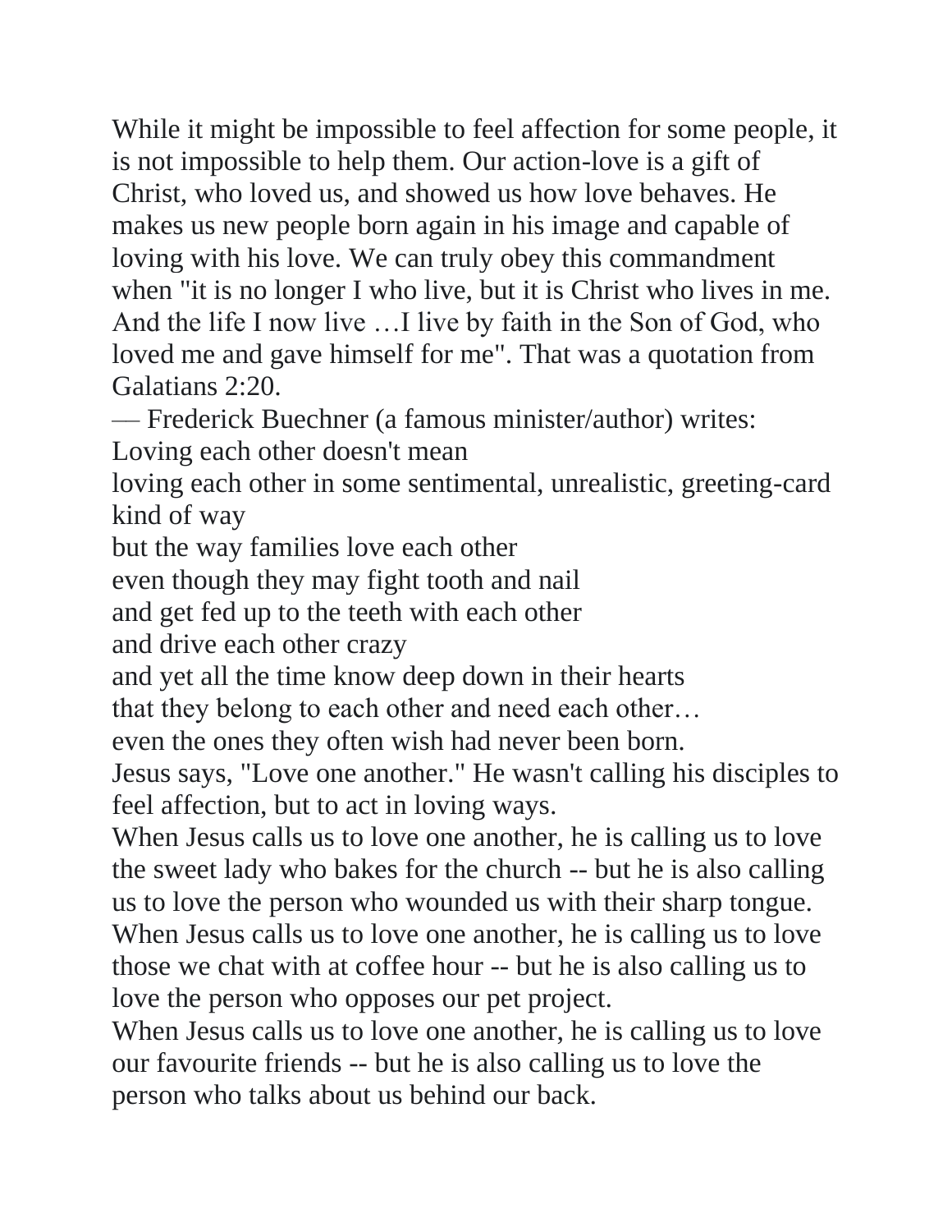While it might be impossible to feel affection for some people, it is not impossible to help them. Our action-love is a gift of Christ, who loved us, and showed us how love behaves. He makes us new people born again in his image and capable of loving with his love. We can truly obey this commandment when "it is no longer I who live, but it is Christ who lives in me. And the life I now live …I live by faith in the Son of God, who loved me and gave himself for me". That was a quotation from Galatians 2:20.

— Frederick Buechner (a famous minister/author) writes:

Loving each other doesn't mean
loving each other in some sentimental, unrealistic, greeting-card kind of way
but the way families love each other
even though they may fight tooth and nail
and get fed up to the teeth with each other
and drive each other crazy
and yet all the time know deep down in their hearts
that they belong to each other and need each other…
even the ones they often wish had never been born.

Jesus says, "Love one another." He wasn't calling his disciples to feel affection, but to act in loving ways.

When Jesus calls us to love one another, he is calling us to love the sweet lady who bakes for the church -- but he is also calling us to love the person who wounded us with their sharp tongue.

When Jesus calls us to love one another, he is calling us to love those we chat with at coffee hour -- but he is also calling us to love the person who opposes our pet project.

When Jesus calls us to love one another, he is calling us to love our favourite friends -- but he is also calling us to love the person who talks about us behind our back.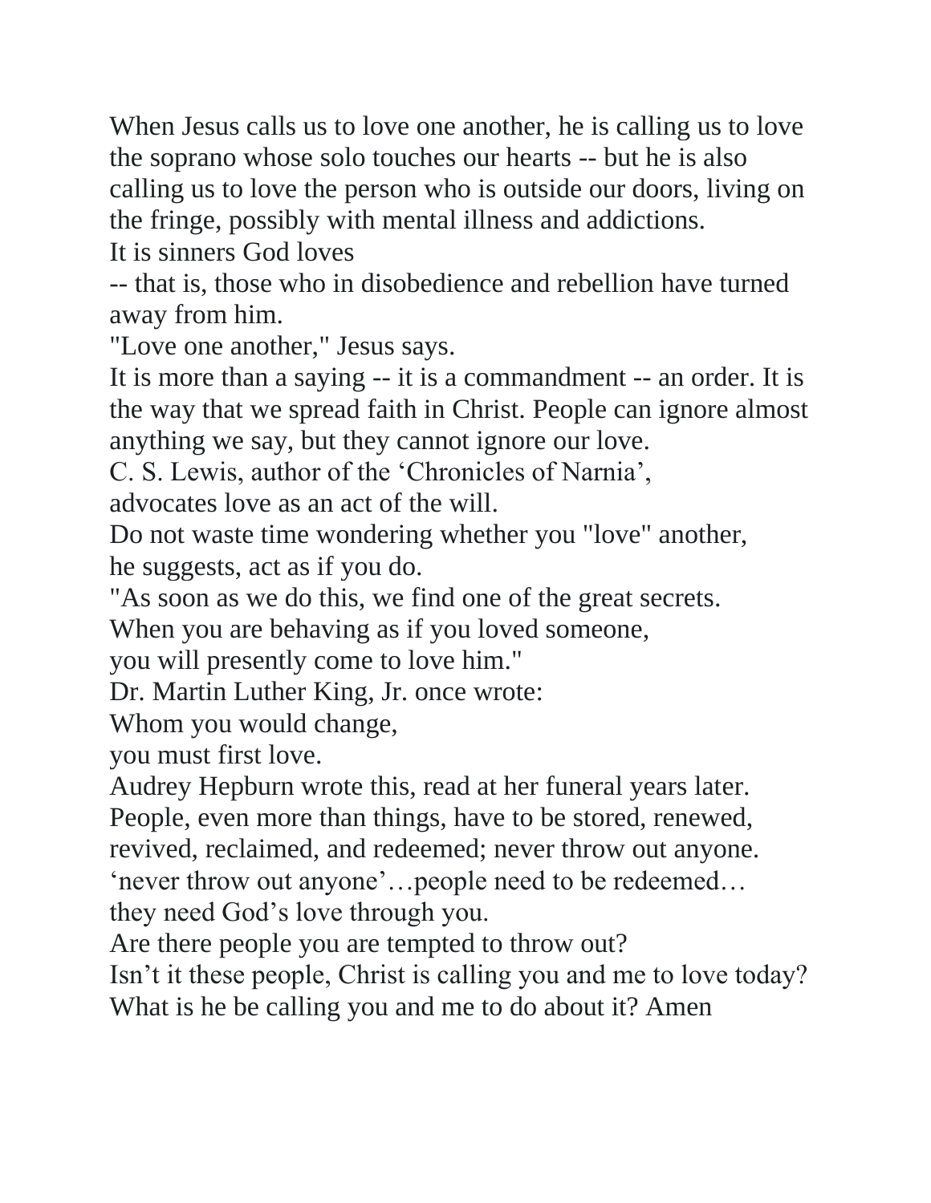When Jesus calls us to love one another, he is calling us to love the soprano whose solo touches our hearts -- but he is also calling us to love the person who is outside our doors, living on the fringe, possibly with mental illness and addictions.

It is sinners God loves

-- that is, those who in disobedience and rebellion have turned away from him.

"Love one another," Jesus says.

It is more than a saying -- it is a commandment -- an order. It is the way that we spread faith in Christ. People can ignore almost anything we say, but they cannot ignore our love.

C. S. Lewis, author of the 'Chronicles of Narnia',
advocates love as an act of the will.

Do not waste time wondering whether you "love" another,
he suggests, act as if you do.

"As soon as we do this, we find one of the great secrets.
When you are behaving as if you loved someone,
you will presently come to love him."

Dr. Martin Luther King, Jr. once wrote:

Whom you would change,
you must first love.

Audrey Hepburn wrote this, read at her funeral years later.

People, even more than things, have to be stored, renewed, revived, reclaimed, and redeemed; never throw out anyone.

'never throw out anyone'…people need to be redeemed…
they need God's love through you.

Are there people you are tempted to throw out?

Isn't it these people, Christ is calling you and me to love today?

What is he be calling you and me to do about it? Amen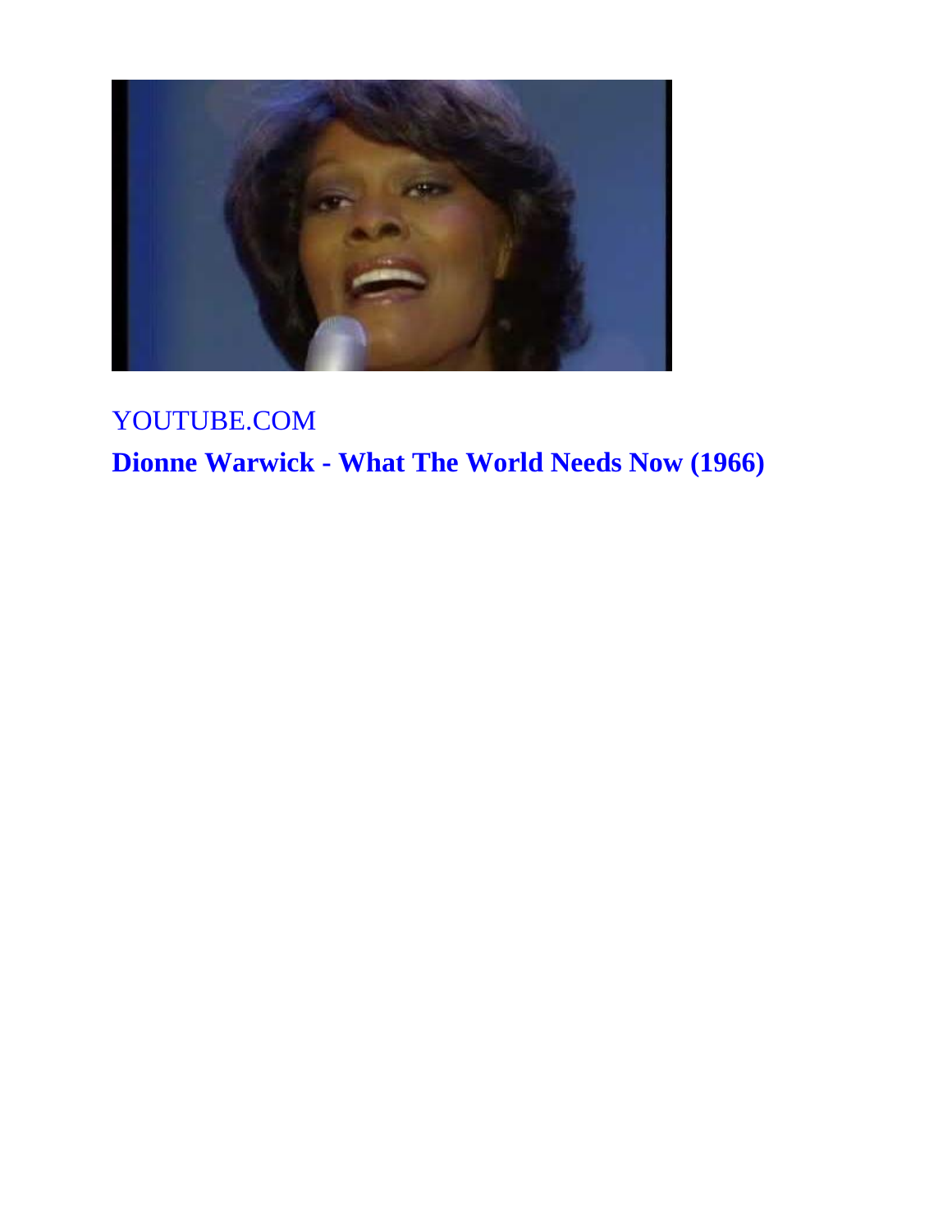YOUTUBE.COM

**Dionne Warwick - What The World Needs Now (1966)**